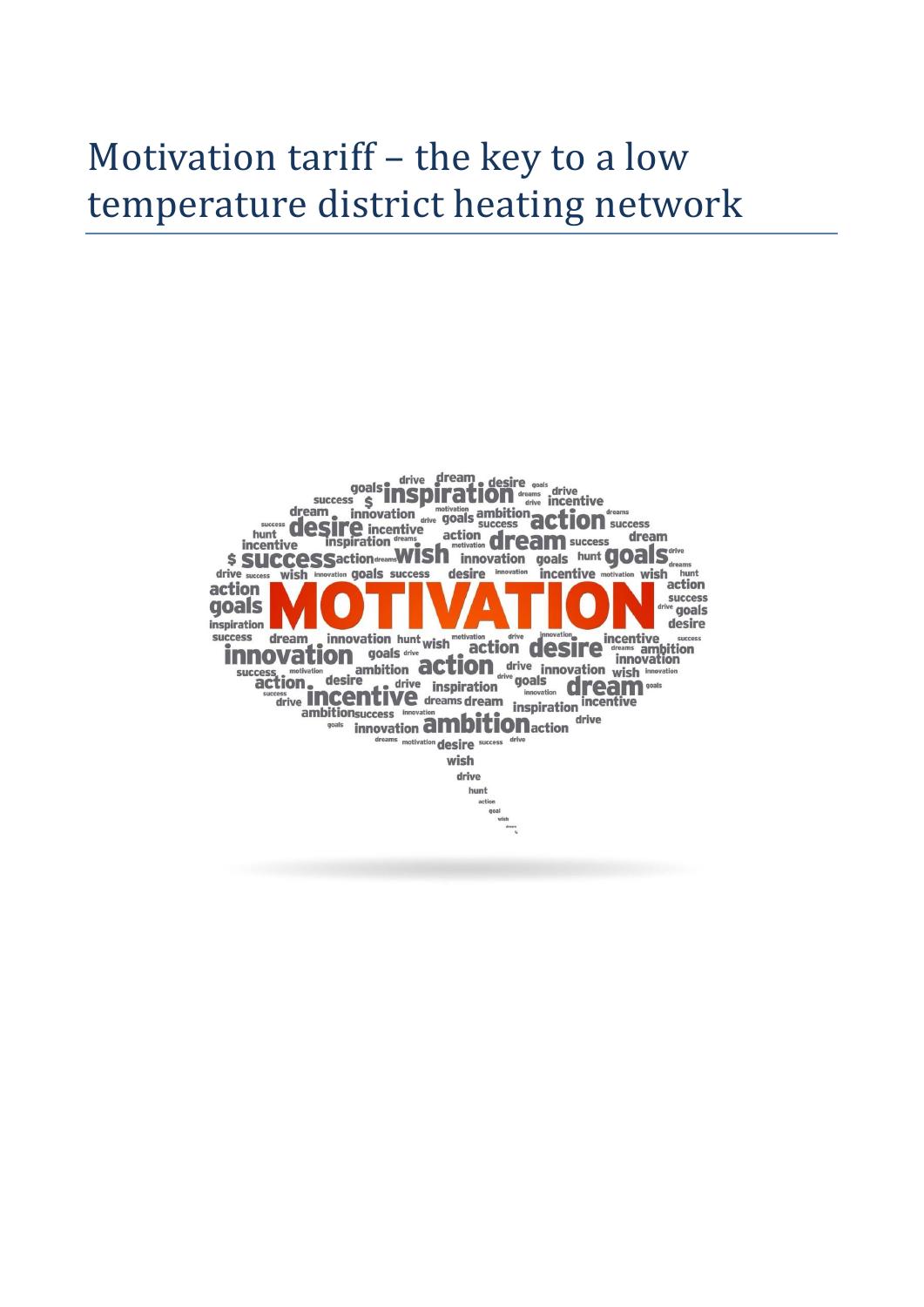# Motivation tariff – the key to a low temperature district heating network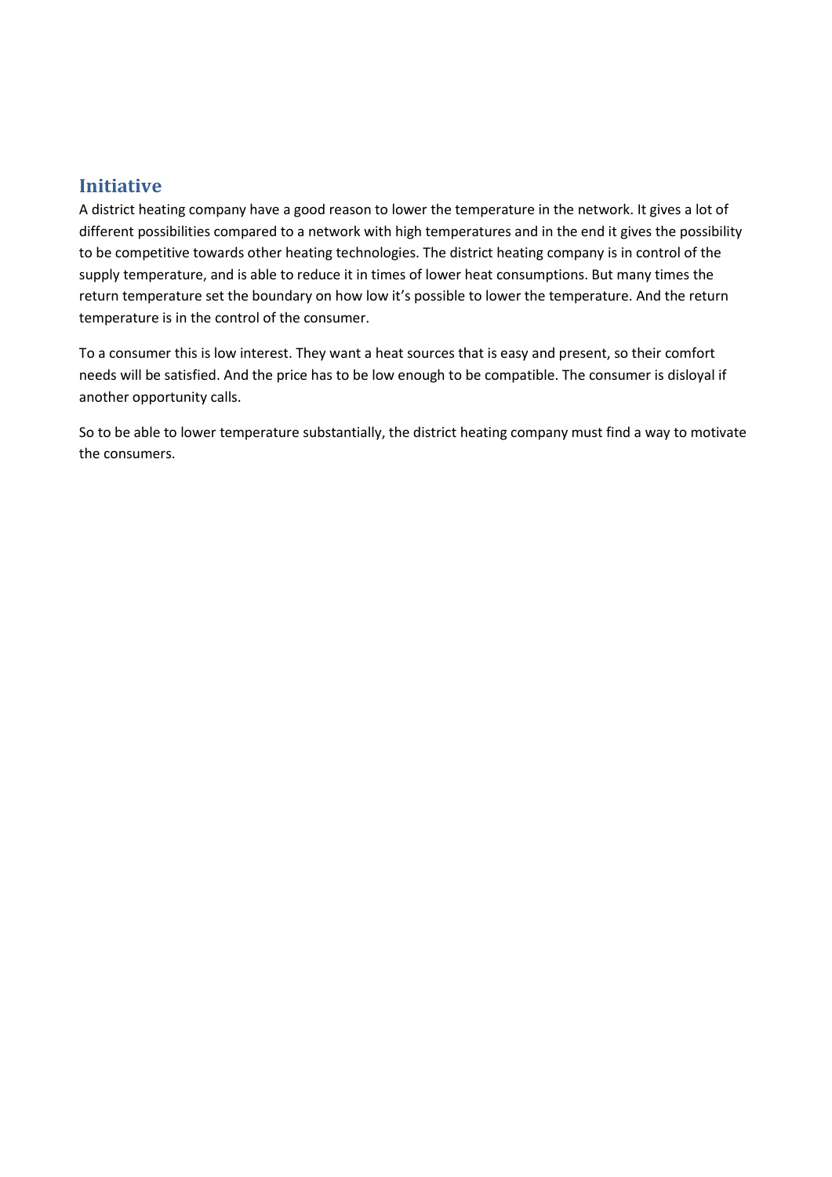## Initiative

A district heating company have a good reason to lower the temperature in the network. It gives a lot of different possibilities compared to a network with high temperatures and in the end it gives the possibility to be competitive towards other heating technologies. The district heating company is in control of the supply temperature, and is able to reduce it in times of lower heat consumptions. But many times the return temperature set the boundary on how low it's possible to lower the temperature. And the return temperature is in the control of the consumer.

To a consumer this is low interest. They want a heat sources that is easy and present, so their comfort needs will be satisfied. And the price has to be low enough to be compatible. The consumer is disloyal if another opportunity calls.

So to be able to lower temperature substantially, the district heating company must find a way to motivate the consumers.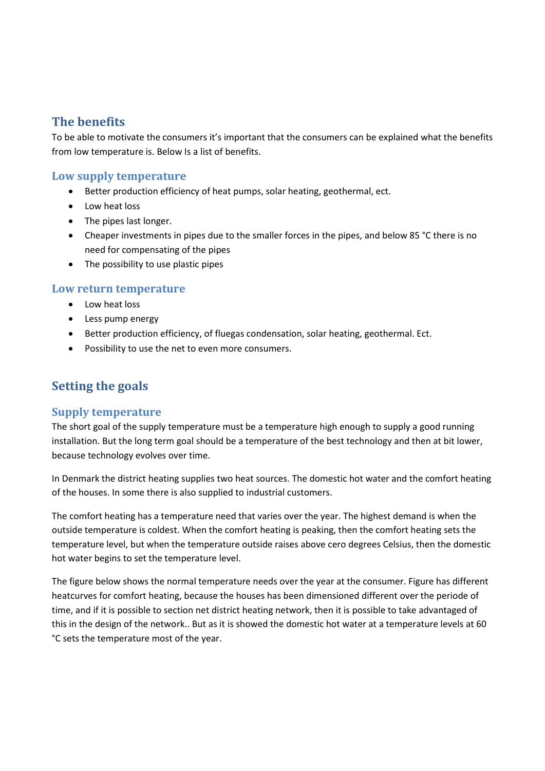## The benefits

To be able to motivate the consumers it's important that the consumers can be explained what the benefits from low temperature is. Below Is a list of benefits.

### Low supply temperature

- Better production efficiency of heat pumps, solar heating, geothermal, ect.
- Low heat loss
- The pipes last longer.
- Cheaper investments in pipes due to the smaller forces in the pipes, and below 85 °C there is no need for compensating of the pipes
- The possibility to use plastic pipes

### Low return temperature

- Low heat loss
- Less pump energy
- Better production efficiency, of fluegas condensation, solar heating, geothermal. Ect.
- Possibility to use the net to even more consumers.

## Setting the goals

### Supply temperature

The short goal of the supply temperature must be a temperature high enough to supply a good running installation. But the long term goal should be a temperature of the best technology and then at bit lower, because technology evolves over time.

In Denmark the district heating supplies two heat sources. The domestic hot water and the comfort heating of the houses. In some there is also supplied to industrial customers.

The comfort heating has a temperature need that varies over the year. The highest demand is when the outside temperature is coldest. When the comfort heating is peaking, then the comfort heating sets the temperature level, but when the temperature outside raises above cero degrees Celsius, then the domestic hot water begins to set the temperature level.

The figure below shows the normal temperature needs over the year at the consumer. Figure has different heatcurves for comfort heating, because the houses has been dimensioned different over the periode of time, and if it is possible to section net district heating network, then it is possible to take advantaged of this in the design of the network.. But as it is showed the domestic hot water at a temperature levels at 60 °C sets the temperature most of the year.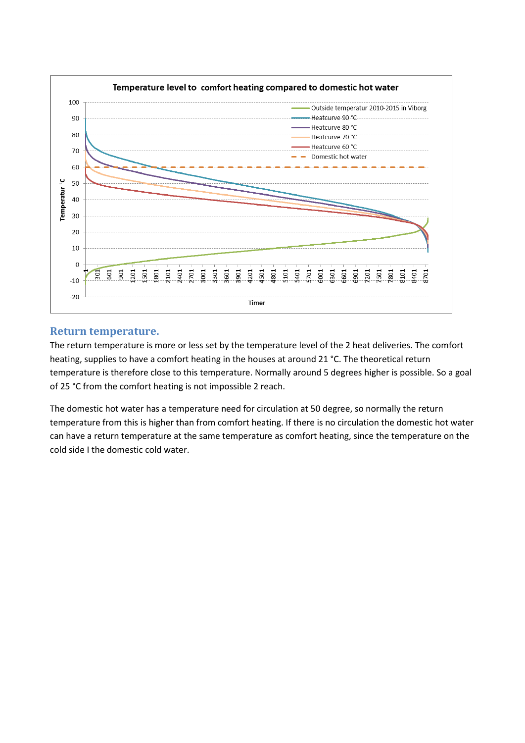## Return temperature.

The return temperature is more or less set by the temperature level of the 2 heat deliveries. The comfort heating, supplies to have a comfort heating in the houses at around 21 °C. The theoretical return temperature is therefore close to this temperature. Normally around 5 degrees higher is possible. So a goal of 25 °C from the comfort heating is not impossible 2 reach.

The domestic hot water has a temperature need for circulation at 50 degree, so normally the return temperature from this is higher than from comfort heating. If there is no circulation the domestic hot water can have a return temperature at the same temperature as comfort heating, since the temperature on the cold side I the domestic cold water.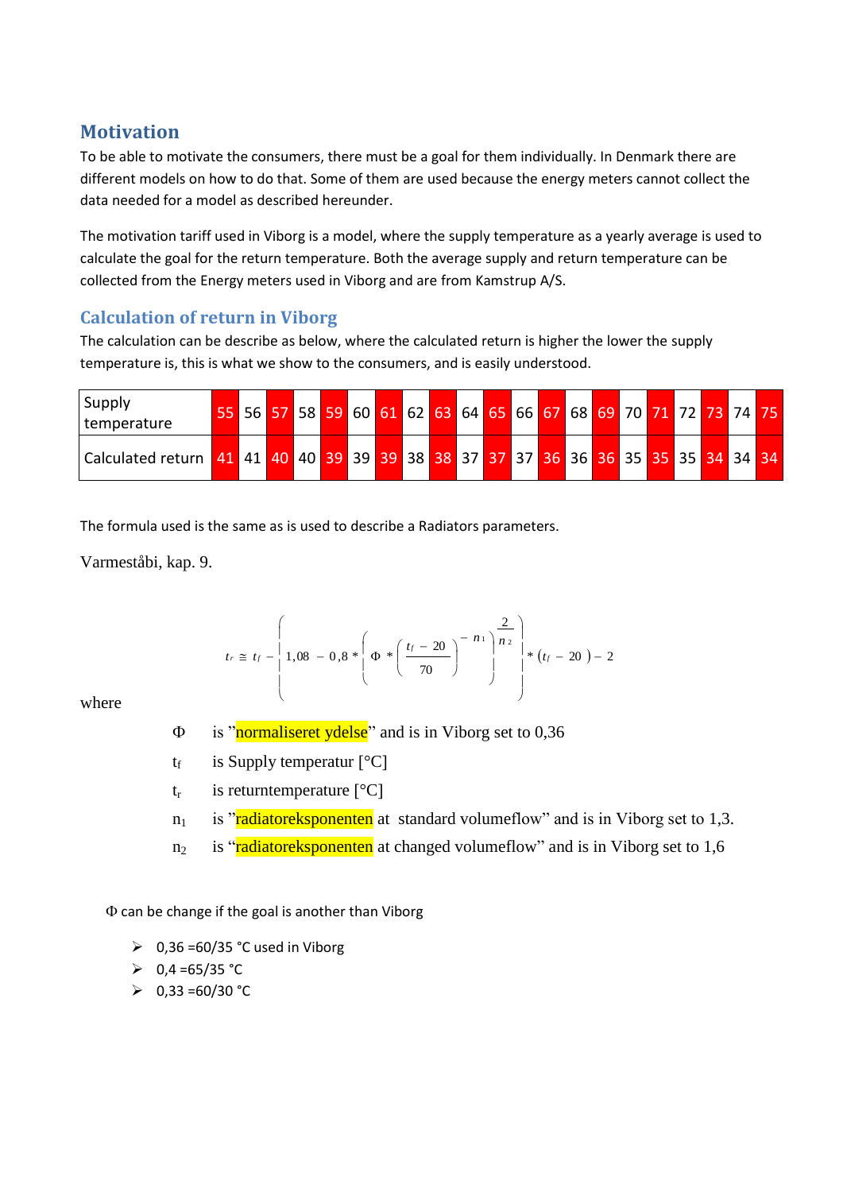## Motivation

To be able to motivate the consumers, there must be a goal for them individually. In Denmark there are different models on how to do that. Some of them are used because the energy meters cannot collect the data needed for a model as described hereunder.

The motivation tariff used in Viborg is a model, where the supply temperature as a yearly average is used to calculate the goal for the return temperature. Both the average supply and return temperature can be collected from the Energy meters used in Viborg and are from Kamstrup A/S.

### Calculation of return in Viborg

The calculation can be describe as below, where the calculated return is higher the lower the supply temperature is, this is what we show to the consumers, and is easily understood.

| Supply temperature | 55 | 56 | 57 | 58 | 59 | 60 | 61 | 62 | 63 | 64 | 65 | 66 | 67 | 68 | 69 | 70 | 71 | 72 | 73 | 74 | 75 |
|---|---|---|---|---|---|---|---|---|---|---|---|---|---|---|---|---|---|---|---|---|---|
| Calculated return | 41 | 41 | 40 | 40 | 39 | 39 | 39 | 38 | 38 | 37 | 37 | 37 | 36 | 36 | 36 | 35 | 35 | 35 | 34 | 34 | 34 |

The formula used is the same as is used to describe a Radiators parameters.

Varmeståbi, kap. 9.

$$t_r \cong t_f - \left( 1{,}08 - 0{,}8 * \left( \Phi * \left( \frac{t_f - 20}{70} \right)^{-n_1} \right)^{\frac{2}{n_2}} \right) * \left( t_f - 20 \right) - 2$$

where

- $\Phi$ is "normaliseret ydelse" and is in Viborg set to 0,36
- $t_f$ is Supply temperatur [°C]
- $t_r$ is returntemperature [°C]
- $n_1$ is "radiatoreksponenten at standard volumeflow" and is in Viborg set to 1,3.
- $n_2$ is "radiatoreksponenten at changed volumeflow" and is in Viborg set to 1,6

$\Phi$ can be change if the goal is another than Viborg

- 0,36 =60/35 °C used in Viborg
- 0,4 =65/35 °C
- 0,33 =60/30 °C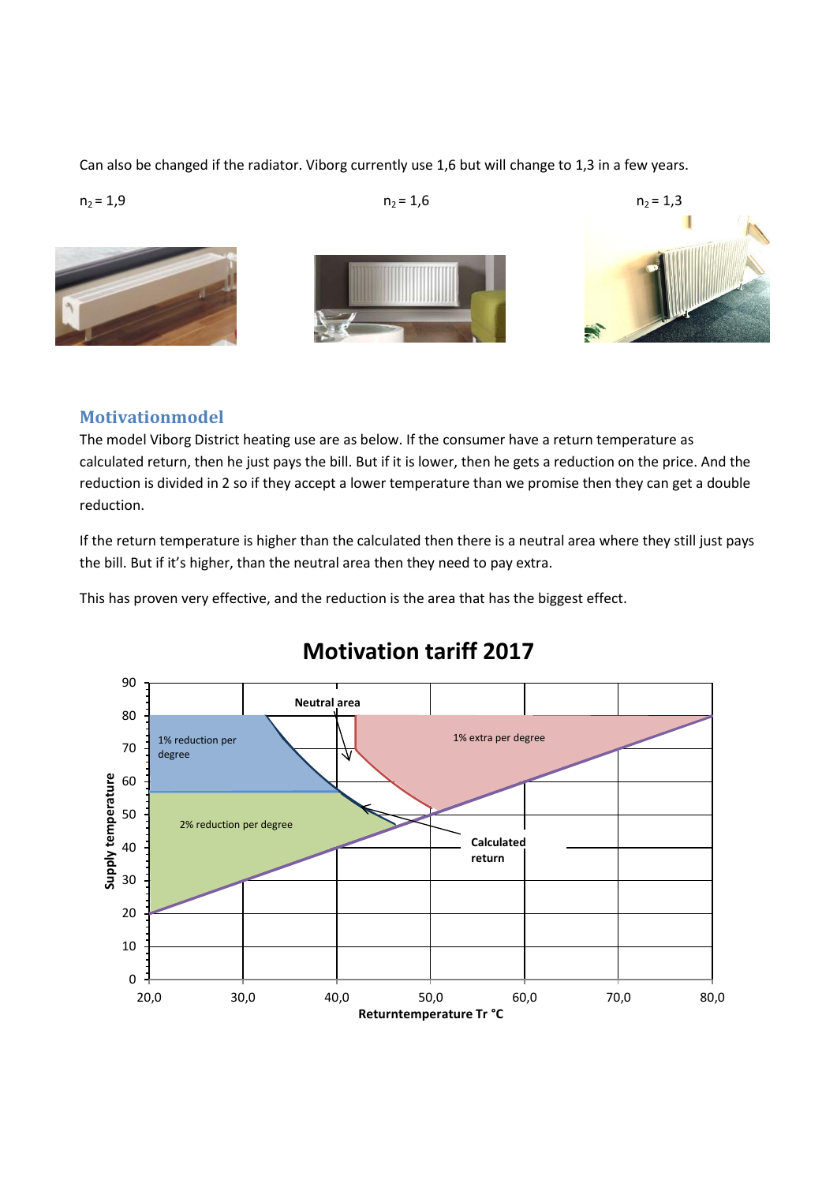Can also be changed if the radiator. Viborg currently use 1,6 but will change to 1,3 in a few years.

$n_2$ = 1,9 $n_2$ = 1,6 $n_2$ = 1,3

## Motivationmodel

The model Viborg District heating use are as below. If the consumer have a return temperature as calculated return, then he just pays the bill. But if it is lower, then he gets a reduction on the price. And the reduction is divided in 2 so if they accept a lower temperature than we promise then they can get a double reduction.

If the return temperature is higher than the calculated then there is a neutral area where they still just pays the bill. But if it's higher, than the neutral area then they need to pay extra.

This has proven very effective, and the reduction is the area that has the biggest effect.

**Motivation tariff 2017**

Neutral area

1% reduction per degree

1% extra per degree

2% reduction per degree

Calculated return

Supply temperature

Returntemperature Tr °C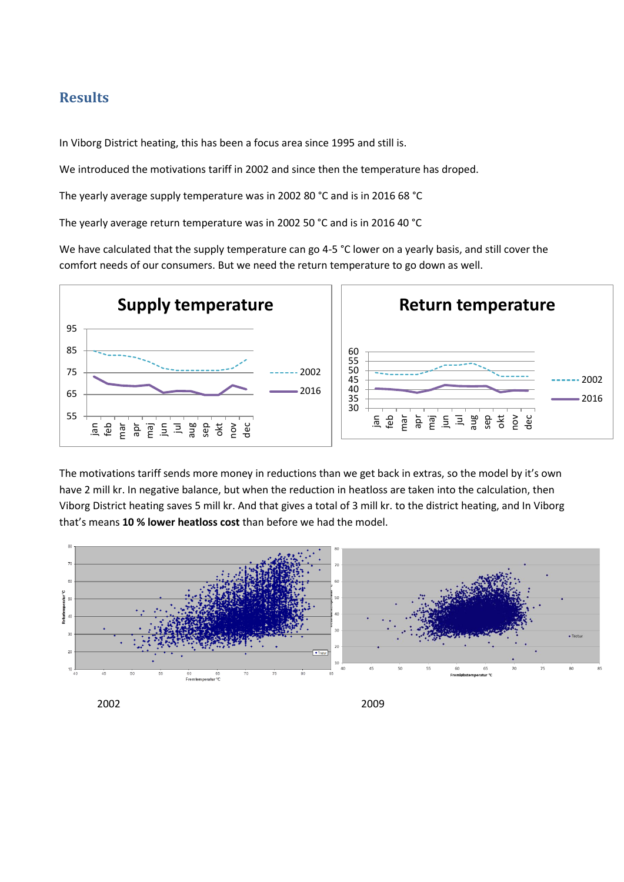## Results

In Viborg District heating, this has been a focus area since 1995 and still is.

We introduced the motivations tariff in 2002 and since then the temperature has droped.

The yearly average supply temperature was in 2002 80 °C and is in 2016 68 °C

The yearly average return temperature was in 2002 50 °C and is in 2016 40 °C

We have calculated that the supply temperature can go 4-5 °C lower on a yearly basis, and still cover the comfort needs of our consumers. But we need the return temperature to go down as well.

Supply temperature

95
85
75
65
55

jan feb mar apr maj jun jul aug sep okt nov dec

2002
2016

Return temperature

60
55
50
45
40
35
30

jan feb mar apr maj jun jul aug sep okt nov dec

2002
2016

The motivations tariff sends more money in reductions than we get back in extras, so the model by it's own have 2 mill kr. In negative balance, but when the reduction in heatloss are taken into the calculation, then Viborg District heating saves 5 mill kr. And that gives a total of 3 mill kr. to the district heating, and In Viborg that's means **10 % lower heatloss cost** than before we had the model.

2002

2009